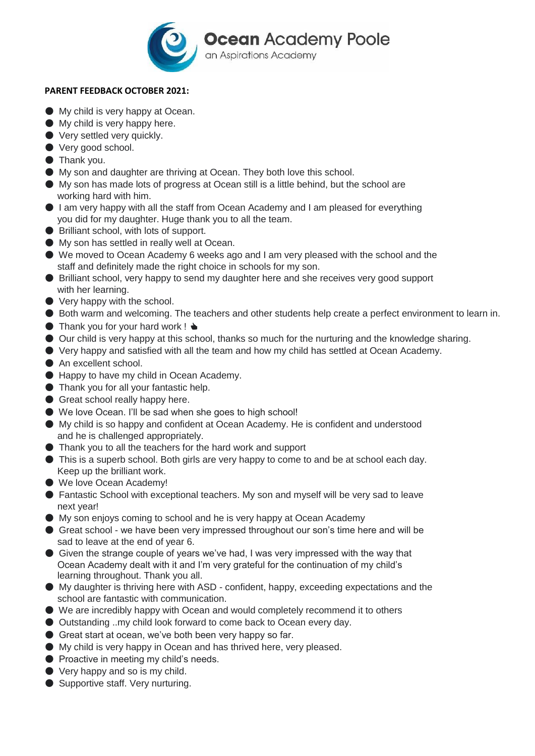# Ocean Academy Poole

an Aspirations Academy

**PARENT FEEDBACK OCTOBER 2021:**

- My child is very happy at Ocean.
- My child is very happy here.
- Very settled very quickly.
- Very good school.
- Thank you.
- My son and daughter are thriving at Ocean. They both love this school.
- My son has made lots of progress at Ocean still is a little behind, but the school are working hard with him.
- I am very happy with all the staff from Ocean Academy and I am pleased for everything you did for my daughter. Huge thank you to all the team.
- Brilliant school, with lots of support.
- My son has settled in really well at Ocean.
- We moved to Ocean Academy 6 weeks ago and I am very pleased with the school and the staff and definitely made the right choice in schools for my son.
- Brilliant school, very happy to send my daughter here and she receives very good support with her learning.
- Very happy with the school.
- Both warm and welcoming. The teachers and other students help create a perfect environment to learn in.
- Thank you for your hard work ! 👍
- Our child is very happy at this school, thanks so much for the nurturing and the knowledge sharing.
- Very happy and satisfied with all the team and how my child has settled at Ocean Academy.
- An excellent school.
- Happy to have my child in Ocean Academy.
- Thank you for all your fantastic help.
- Great school really happy here.
- We love Ocean. I'll be sad when she goes to high school!
- My child is so happy and confident at Ocean Academy. He is confident and understood and he is challenged appropriately.
- Thank you to all the teachers for the hard work and support
- This is a superb school. Both girls are very happy to come to and be at school each day. Keep up the brilliant work.
- We love Ocean Academy!
- Fantastic School with exceptional teachers. My son and myself will be very sad to leave next year!
- My son enjoys coming to school and he is very happy at Ocean Academy
- Great school - we have been very impressed throughout our son's time here and will be sad to leave at the end of year 6.
- Given the strange couple of years we've had, I was very impressed with the way that Ocean Academy dealt with it and I'm very grateful for the continuation of my child's learning throughout. Thank you all.
- My daughter is thriving here with ASD - confident, happy, exceeding expectations and the school are fantastic with communication.
- We are incredibly happy with Ocean and would completely recommend it to others
- Outstanding ..my child look forward to come back to Ocean every day.
- Great start at ocean, we've both been very happy so far.
- My child is very happy in Ocean and has thrived here, very pleased.
- Proactive in meeting my child's needs.
- Very happy and so is my child.
- Supportive staff. Very nurturing.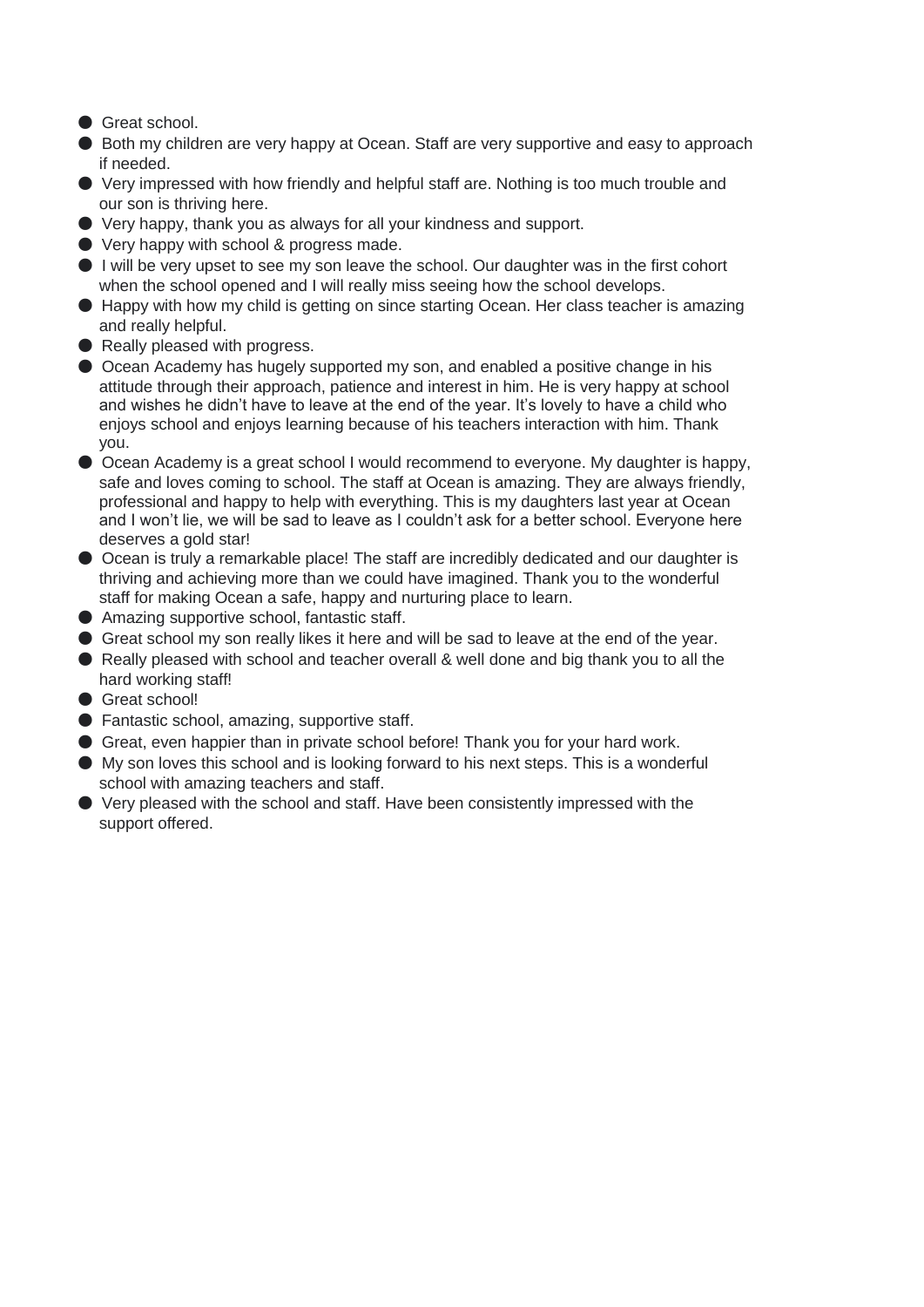- Great school.
- Both my children are very happy at Ocean. Staff are very supportive and easy to approach if needed.
- Very impressed with how friendly and helpful staff are. Nothing is too much trouble and our son is thriving here.
- Very happy, thank you as always for all your kindness and support.
- Very happy with school & progress made.
- I will be very upset to see my son leave the school. Our daughter was in the first cohort when the school opened and I will really miss seeing how the school develops.
- Happy with how my child is getting on since starting Ocean. Her class teacher is amazing and really helpful.
- Really pleased with progress.
- Ocean Academy has hugely supported my son, and enabled a positive change in his attitude through their approach, patience and interest in him. He is very happy at school and wishes he didn't have to leave at the end of the year. It's lovely to have a child who enjoys school and enjoys learning because of his teachers interaction with him. Thank you.
- Ocean Academy is a great school I would recommend to everyone. My daughter is happy, safe and loves coming to school. The staff at Ocean is amazing. They are always friendly, professional and happy to help with everything. This is my daughters last year at Ocean and I won't lie, we will be sad to leave as I couldn't ask for a better school. Everyone here deserves a gold star!
- Ocean is truly a remarkable place! The staff are incredibly dedicated and our daughter is thriving and achieving more than we could have imagined. Thank you to the wonderful staff for making Ocean a safe, happy and nurturing place to learn.
- Amazing supportive school, fantastic staff.
- Great school my son really likes it here and will be sad to leave at the end of the year.
- Really pleased with school and teacher overall & well done and big thank you to all the hard working staff!
- Great school!
- Fantastic school, amazing, supportive staff.
- Great, even happier than in private school before! Thank you for your hard work.
- My son loves this school and is looking forward to his next steps. This is a wonderful school with amazing teachers and staff.
- Very pleased with the school and staff. Have been consistently impressed with the support offered.